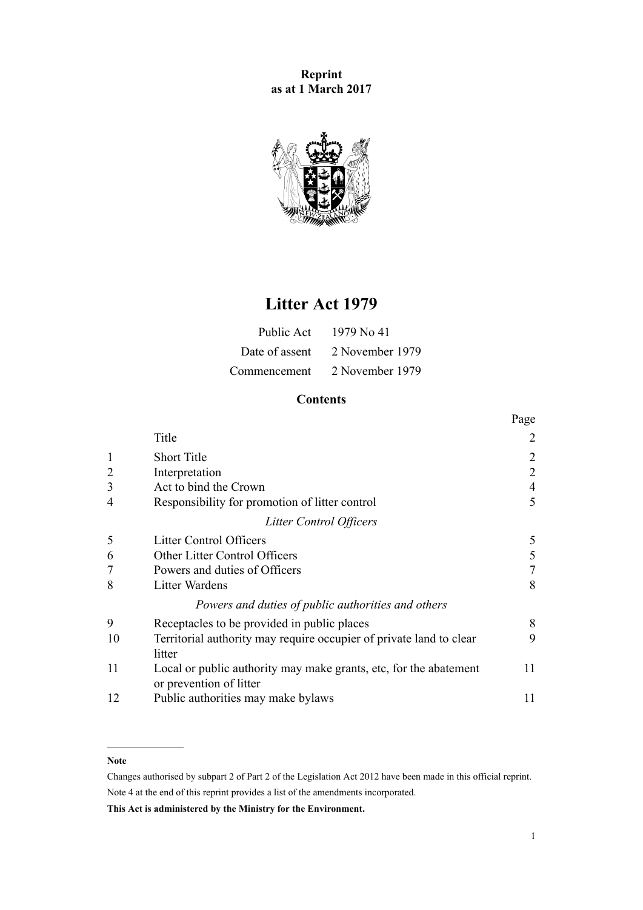**Reprint**
**as at 1 March 2017**

# Litter Act 1979

| | |
|---|---|
| Public Act | 1979 No 41 |
| Date of assent | 2 November 1979 |
| Commencement | 2 November 1979 |

## Contents

| | | Page |
|---|---|---|
| | Title | 2 |
| 1 | Short Title | 2 |
| 2 | Interpretation | 2 |
| 3 | Act to bind the Crown | 4 |
| 4 | Responsibility for promotion of litter control | 5 |
| | *Litter Control Officers* | |
| 5 | Litter Control Officers | 5 |
| 6 | Other Litter Control Officers | 5 |
| 7 | Powers and duties of Officers | 7 |
| 8 | Litter Wardens | 8 |
| | *Powers and duties of public authorities and others* | |
| 9 | Receptacles to be provided in public places | 8 |
| 10 | Territorial authority may require occupier of private land to clear litter | 9 |
| 11 | Local or public authority may make grants, etc, for the abatement or prevention of litter | 11 |
| 12 | Public authorities may make bylaws | 11 |

---

**Note**

Changes authorised by subpart 2 of Part 2 of the Legislation Act 2012 have been made in this official reprint.

Note 4 at the end of this reprint provides a list of the amendments incorporated.

**This Act is administered by the Ministry for the Environment.**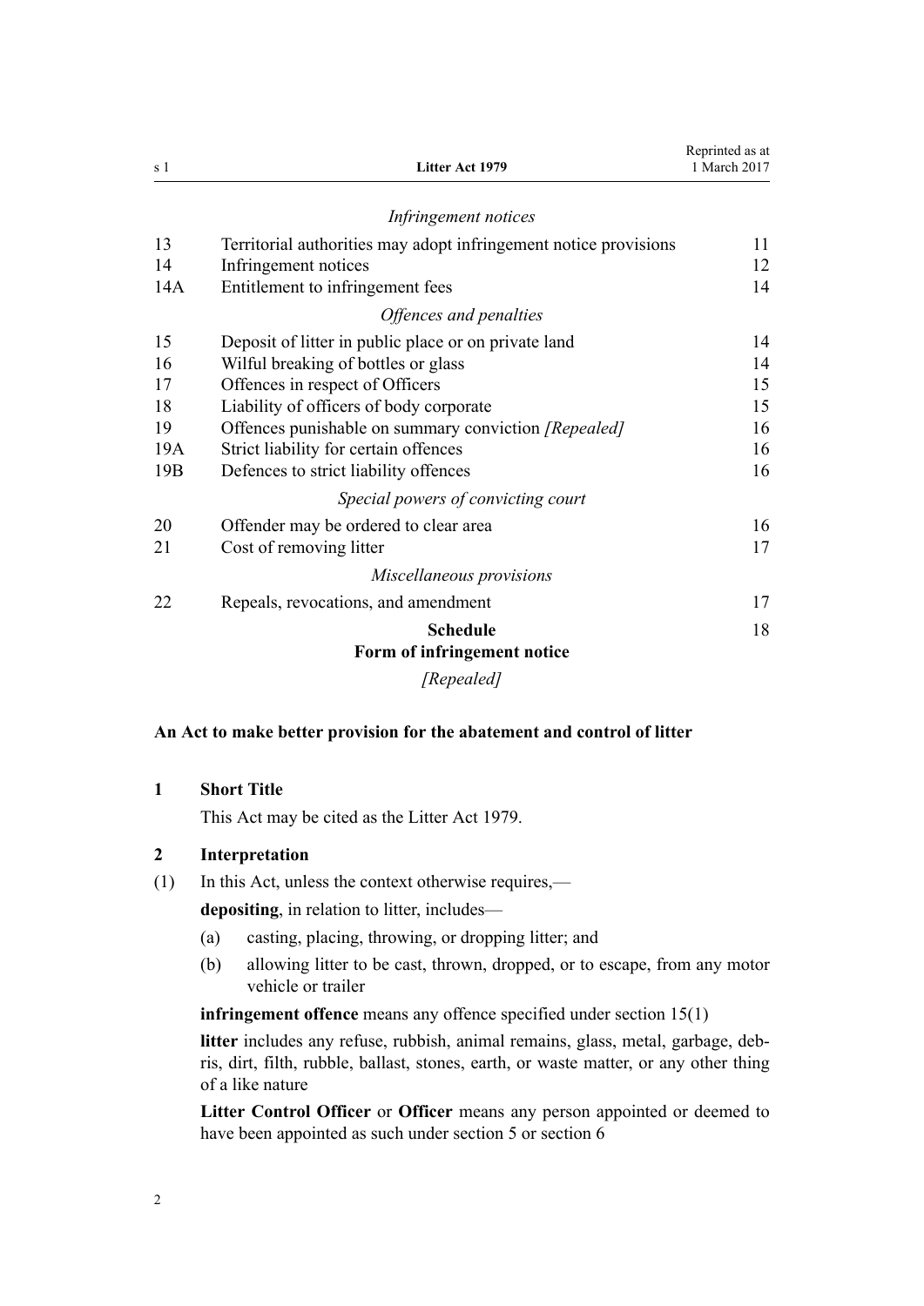*Infringement notices*

| | | |
|---|---|---|
| 13 | Territorial authorities may adopt infringement notice provisions | 11 |
| 14 | Infringement notices | 12 |
| 14A | Entitlement to infringement fees | 14 |

*Offences and penalties*

| | | |
|---|---|---|
| 15 | Deposit of litter in public place or on private land | 14 |
| 16 | Wilful breaking of bottles or glass | 14 |
| 17 | Offences in respect of Officers | 15 |
| 18 | Liability of officers of body corporate | 15 |
| 19 | Offences punishable on summary conviction *[Repealed]* | 16 |
| 19A | Strict liability for certain offences | 16 |
| 19B | Defences to strict liability offences | 16 |

*Special powers of convicting court*

| | | |
|---|---|---|
| 20 | Offender may be ordered to clear area | 16 |
| 21 | Cost of removing litter | 17 |

*Miscellaneous provisions*

| | | |
|---|---|---|
| 22 | Repeals, revocations, and amendment | 17 |

**Schedule** 18
**Form of infringement notice**

*[Repealed]*

**An Act to make better provision for the abatement and control of litter**

### 1 Short Title

This Act may be cited as the Litter Act 1979.

### 2 Interpretation

(1) In this Act, unless the context otherwise requires,—

**depositing**, in relation to litter, includes—

(a) casting, placing, throwing, or dropping litter; and

(b) allowing litter to be cast, thrown, dropped, or to escape, from any motor vehicle or trailer

**infringement offence** means any offence specified under section 15(1)

**litter** includes any refuse, rubbish, animal remains, glass, metal, garbage, debris, dirt, filth, rubble, ballast, stones, earth, or waste matter, or any other thing of a like nature

**Litter Control Officer** or **Officer** means any person appointed or deemed to have been appointed as such under section 5 or section 6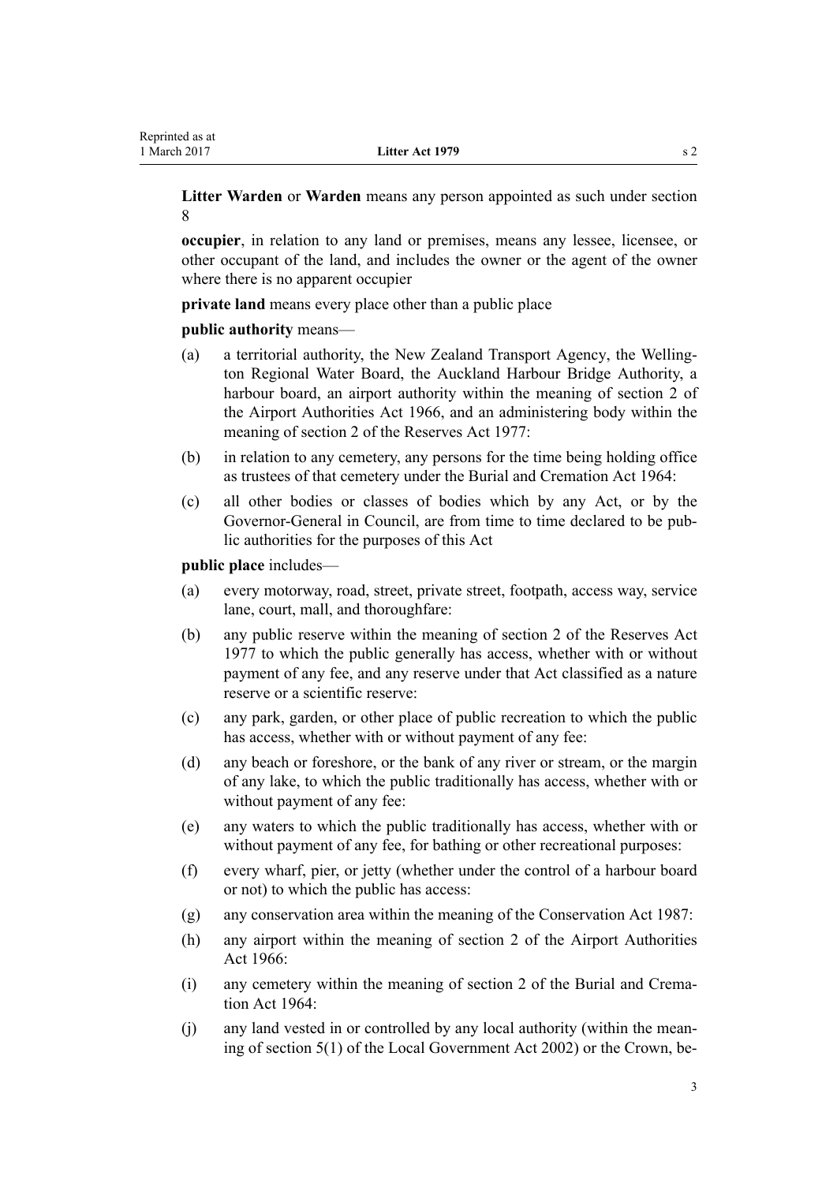**Litter Warden** or **Warden** means any person appointed as such under section 8

**occupier**, in relation to any land or premises, means any lessee, licensee, or other occupant of the land, and includes the owner or the agent of the owner where there is no apparent occupier

**private land** means every place other than a public place

**public authority** means—

- (a) a territorial authority, the New Zealand Transport Agency, the Wellington Regional Water Board, the Auckland Harbour Bridge Authority, a harbour board, an airport authority within the meaning of section 2 of the Airport Authorities Act 1966, and an administering body within the meaning of section 2 of the Reserves Act 1977:
- (b) in relation to any cemetery, any persons for the time being holding office as trustees of that cemetery under the Burial and Cremation Act 1964:
- (c) all other bodies or classes of bodies which by any Act, or by the Governor-General in Council, are from time to time declared to be public authorities for the purposes of this Act

**public place** includes—

- (a) every motorway, road, street, private street, footpath, access way, service lane, court, mall, and thoroughfare:
- (b) any public reserve within the meaning of section 2 of the Reserves Act 1977 to which the public generally has access, whether with or without payment of any fee, and any reserve under that Act classified as a nature reserve or a scientific reserve:
- (c) any park, garden, or other place of public recreation to which the public has access, whether with or without payment of any fee:
- (d) any beach or foreshore, or the bank of any river or stream, or the margin of any lake, to which the public traditionally has access, whether with or without payment of any fee:
- (e) any waters to which the public traditionally has access, whether with or without payment of any fee, for bathing or other recreational purposes:
- (f) every wharf, pier, or jetty (whether under the control of a harbour board or not) to which the public has access:
- (g) any conservation area within the meaning of the Conservation Act 1987:
- (h) any airport within the meaning of section 2 of the Airport Authorities Act 1966:
- (i) any cemetery within the meaning of section 2 of the Burial and Cremation Act 1964:
- (j) any land vested in or controlled by any local authority (within the meaning of section 5(1) of the Local Government Act 2002) or the Crown, be-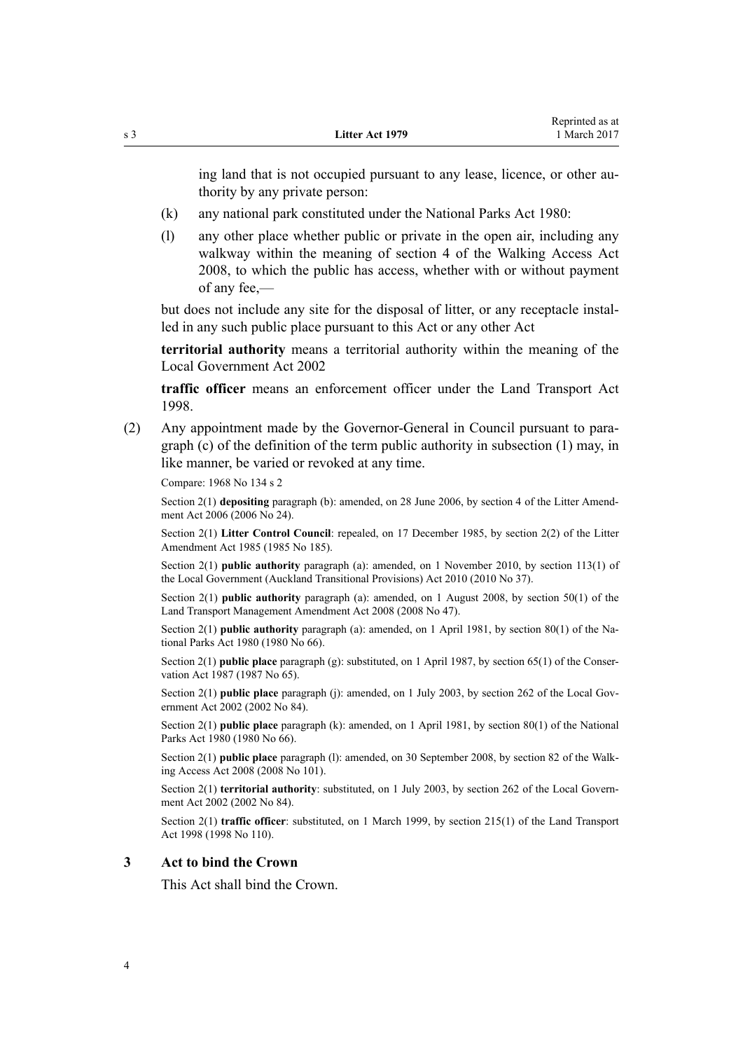ing land that is not occupied pursuant to any lease, licence, or other authority by any private person:

(k) any national park constituted under the National Parks Act 1980:

(l) any other place whether public or private in the open air, including any walkway within the meaning of section 4 of the Walking Access Act 2008, to which the public has access, whether with or without payment of any fee,—

but does not include any site for the disposal of litter, or any receptacle installed in any such public place pursuant to this Act or any other Act

**territorial authority** means a territorial authority within the meaning of the Local Government Act 2002

**traffic officer** means an enforcement officer under the Land Transport Act 1998.

(2) Any appointment made by the Governor-General in Council pursuant to paragraph (c) of the definition of the term public authority in subsection (1) may, in like manner, be varied or revoked at any time.

Compare: 1968 No 134 s 2

Section 2(1) **depositing** paragraph (b): amended, on 28 June 2006, by section 4 of the Litter Amendment Act 2006 (2006 No 24).

Section 2(1) **Litter Control Council**: repealed, on 17 December 1985, by section 2(2) of the Litter Amendment Act 1985 (1985 No 185).

Section 2(1) **public authority** paragraph (a): amended, on 1 November 2010, by section 113(1) of the Local Government (Auckland Transitional Provisions) Act 2010 (2010 No 37).

Section 2(1) **public authority** paragraph (a): amended, on 1 August 2008, by section 50(1) of the Land Transport Management Amendment Act 2008 (2008 No 47).

Section 2(1) **public authority** paragraph (a): amended, on 1 April 1981, by section 80(1) of the National Parks Act 1980 (1980 No 66).

Section 2(1) **public place** paragraph (g): substituted, on 1 April 1987, by section 65(1) of the Conservation Act 1987 (1987 No 65).

Section 2(1) **public place** paragraph (j): amended, on 1 July 2003, by section 262 of the Local Government Act 2002 (2002 No 84).

Section 2(1) **public place** paragraph (k): amended, on 1 April 1981, by section 80(1) of the National Parks Act 1980 (1980 No 66).

Section 2(1) **public place** paragraph (l): amended, on 30 September 2008, by section 82 of the Walking Access Act 2008 (2008 No 101).

Section 2(1) **territorial authority**: substituted, on 1 July 2003, by section 262 of the Local Government Act 2002 (2002 No 84).

Section 2(1) **traffic officer**: substituted, on 1 March 1999, by section 215(1) of the Land Transport Act 1998 (1998 No 110).

### 3 Act to bind the Crown

This Act shall bind the Crown.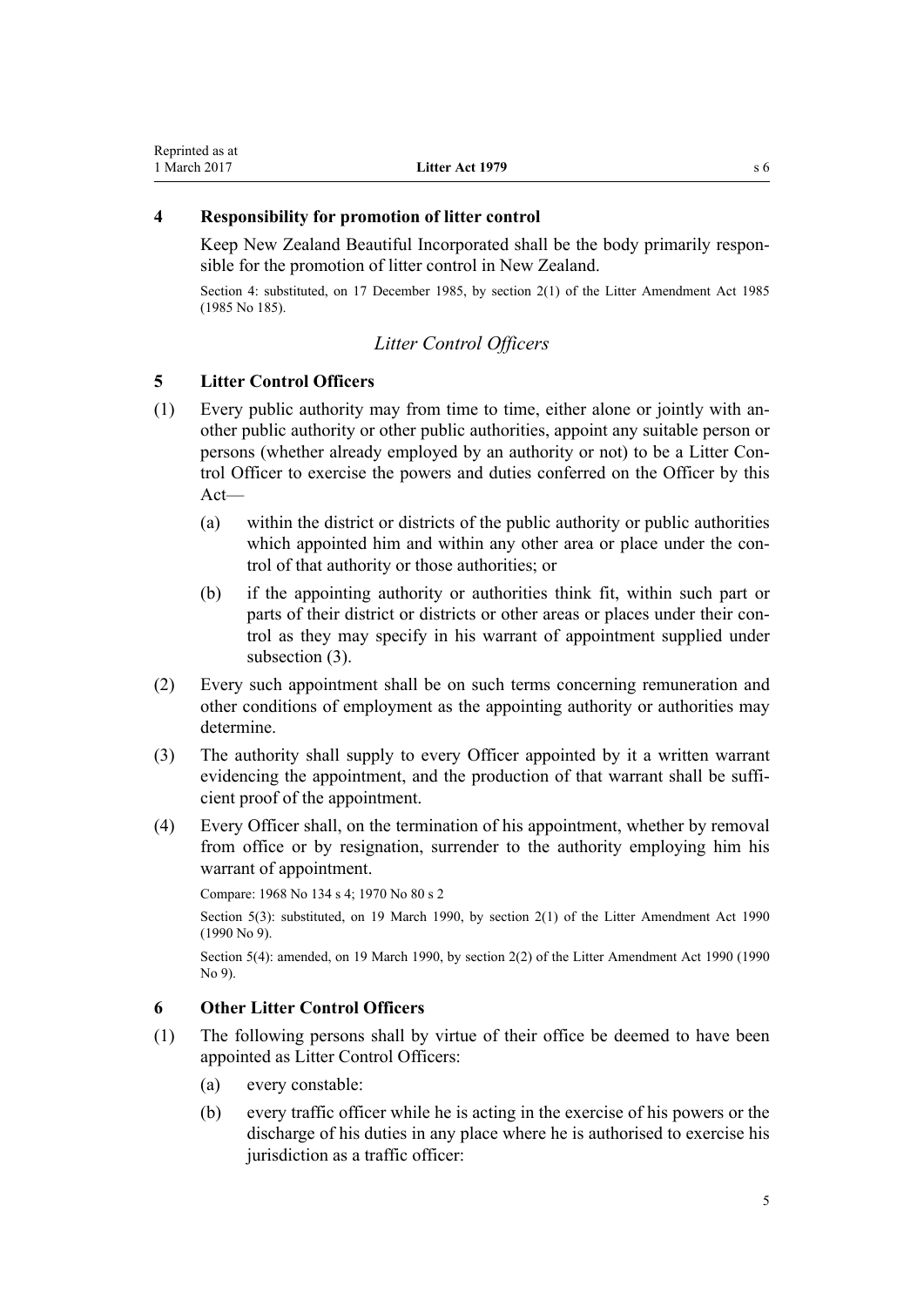### 4 Responsibility for promotion of litter control

Keep New Zealand Beautiful Incorporated shall be the body primarily responsible for the promotion of litter control in New Zealand.

Section 4: substituted, on 17 December 1985, by section 2(1) of the Litter Amendment Act 1985 (1985 No 185).

## *Litter Control Officers*

### 5 Litter Control Officers

(1) Every public authority may from time to time, either alone or jointly with another public authority or other public authorities, appoint any suitable person or persons (whether already employed by an authority or not) to be a Litter Control Officer to exercise the powers and duties conferred on the Officer by this Act—

  (a) within the district or districts of the public authority or public authorities which appointed him and within any other area or place under the control of that authority or those authorities; or

  (b) if the appointing authority or authorities think fit, within such part or parts of their district or districts or other areas or places under their control as they may specify in his warrant of appointment supplied under subsection (3).

(2) Every such appointment shall be on such terms concerning remuneration and other conditions of employment as the appointing authority or authorities may determine.

(3) The authority shall supply to every Officer appointed by it a written warrant evidencing the appointment, and the production of that warrant shall be sufficient proof of the appointment.

(4) Every Officer shall, on the termination of his appointment, whether by removal from office or by resignation, surrender to the authority employing him his warrant of appointment.

Compare: 1968 No 134 s 4; 1970 No 80 s 2

Section 5(3): substituted, on 19 March 1990, by section 2(1) of the Litter Amendment Act 1990 (1990 No 9).

Section 5(4): amended, on 19 March 1990, by section 2(2) of the Litter Amendment Act 1990 (1990 No 9).

### 6 Other Litter Control Officers

(1) The following persons shall by virtue of their office be deemed to have been appointed as Litter Control Officers:

  (a) every constable:

  (b) every traffic officer while he is acting in the exercise of his powers or the discharge of his duties in any place where he is authorised to exercise his jurisdiction as a traffic officer: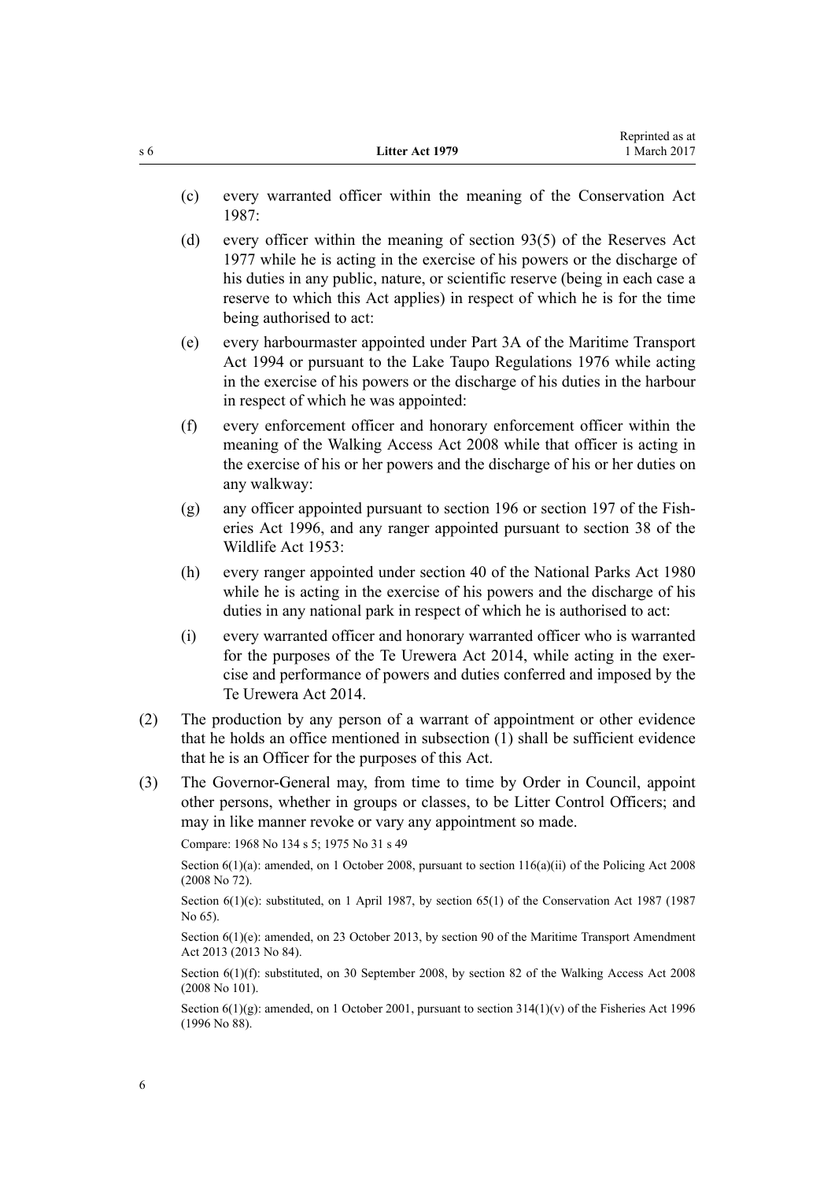(c) every warranted officer within the meaning of the Conservation Act 1987:

(d) every officer within the meaning of section 93(5) of the Reserves Act 1977 while he is acting in the exercise of his powers or the discharge of his duties in any public, nature, or scientific reserve (being in each case a reserve to which this Act applies) in respect of which he is for the time being authorised to act:

(e) every harbourmaster appointed under Part 3A of the Maritime Transport Act 1994 or pursuant to the Lake Taupo Regulations 1976 while acting in the exercise of his powers or the discharge of his duties in the harbour in respect of which he was appointed:

(f) every enforcement officer and honorary enforcement officer within the meaning of the Walking Access Act 2008 while that officer is acting in the exercise of his or her powers and the discharge of his or her duties on any walkway:

(g) any officer appointed pursuant to section 196 or section 197 of the Fisheries Act 1996, and any ranger appointed pursuant to section 38 of the Wildlife Act 1953:

(h) every ranger appointed under section 40 of the National Parks Act 1980 while he is acting in the exercise of his powers and the discharge of his duties in any national park in respect of which he is authorised to act:

(i) every warranted officer and honorary warranted officer who is warranted for the purposes of the Te Urewera Act 2014, while acting in the exercise and performance of powers and duties conferred and imposed by the Te Urewera Act 2014.

(2) The production by any person of a warrant of appointment or other evidence that he holds an office mentioned in subsection (1) shall be sufficient evidence that he is an Officer for the purposes of this Act.

(3) The Governor-General may, from time to time by Order in Council, appoint other persons, whether in groups or classes, to be Litter Control Officers; and may in like manner revoke or vary any appointment so made.

Compare: 1968 No 134 s 5; 1975 No 31 s 49

Section 6(1)(a): amended, on 1 October 2008, pursuant to section 116(a)(ii) of the Policing Act 2008 (2008 No 72).

Section 6(1)(c): substituted, on 1 April 1987, by section 65(1) of the Conservation Act 1987 (1987 No 65).

Section 6(1)(e): amended, on 23 October 2013, by section 90 of the Maritime Transport Amendment Act 2013 (2013 No 84).

Section 6(1)(f): substituted, on 30 September 2008, by section 82 of the Walking Access Act 2008 (2008 No 101).

Section 6(1)(g): amended, on 1 October 2001, pursuant to section 314(1)(v) of the Fisheries Act 1996 (1996 No 88).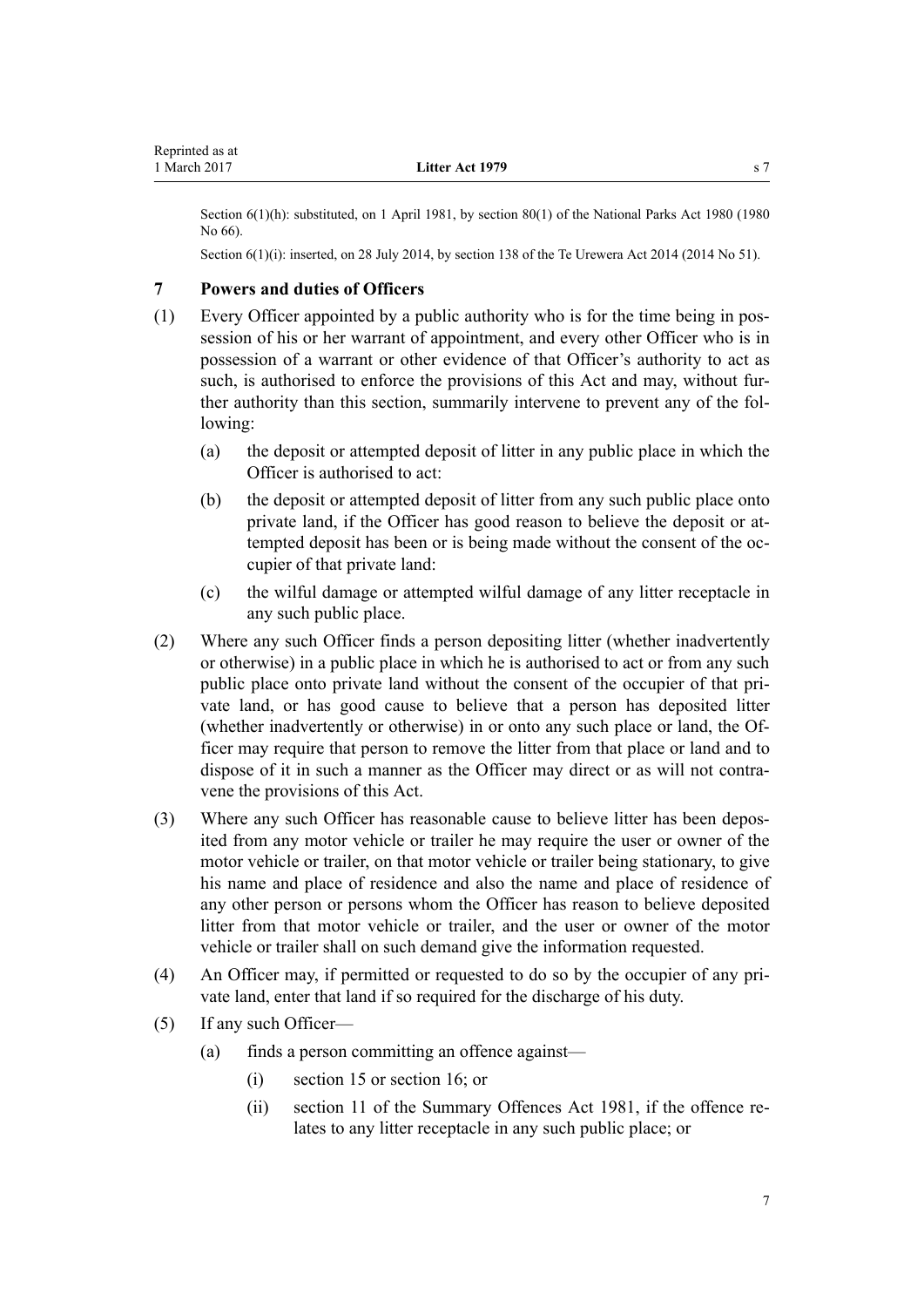Section 6(1)(h): substituted, on 1 April 1981, by section 80(1) of the National Parks Act 1980 (1980 No 66).

Section 6(1)(i): inserted, on 28 July 2014, by section 138 of the Te Urewera Act 2014 (2014 No 51).

### 7 Powers and duties of Officers

(1) Every Officer appointed by a public authority who is for the time being in possession of his or her warrant of appointment, and every other Officer who is in possession of a warrant or other evidence of that Officer's authority to act as such, is authorised to enforce the provisions of this Act and may, without further authority than this section, summarily intervene to prevent any of the following:

(a) the deposit or attempted deposit of litter in any public place in which the Officer is authorised to act:

(b) the deposit or attempted deposit of litter from any such public place onto private land, if the Officer has good reason to believe the deposit or attempted deposit has been or is being made without the consent of the occupier of that private land:

(c) the wilful damage or attempted wilful damage of any litter receptacle in any such public place.

(2) Where any such Officer finds a person depositing litter (whether inadvertently or otherwise) in a public place in which he is authorised to act or from any such public place onto private land without the consent of the occupier of that private land, or has good cause to believe that a person has deposited litter (whether inadvertently or otherwise) in or onto any such place or land, the Officer may require that person to remove the litter from that place or land and to dispose of it in such a manner as the Officer may direct or as will not contravene the provisions of this Act.

(3) Where any such Officer has reasonable cause to believe litter has been deposited from any motor vehicle or trailer he may require the user or owner of the motor vehicle or trailer, on that motor vehicle or trailer being stationary, to give his name and place of residence and also the name and place of residence of any other person or persons whom the Officer has reason to believe deposited litter from that motor vehicle or trailer, and the user or owner of the motor vehicle or trailer shall on such demand give the information requested.

(4) An Officer may, if permitted or requested to do so by the occupier of any private land, enter that land if so required for the discharge of his duty.

(5) If any such Officer—

(a) finds a person committing an offence against—

(i) section 15 or section 16; or

(ii) section 11 of the Summary Offences Act 1981, if the offence relates to any litter receptacle in any such public place; or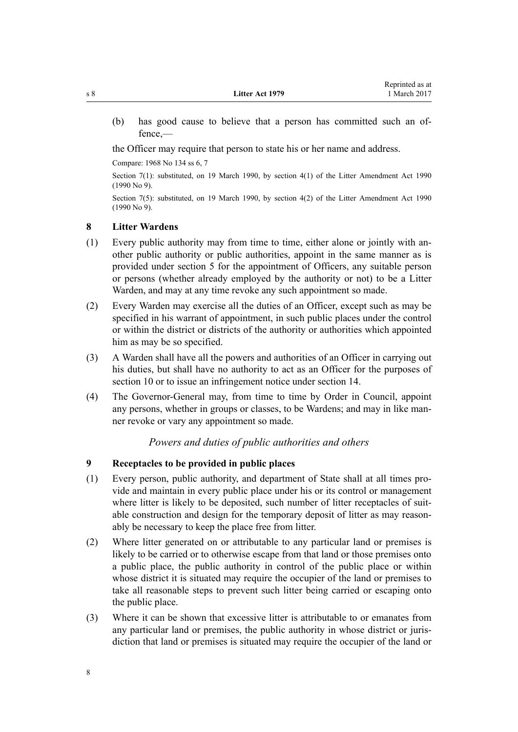(b) has good cause to believe that a person has committed such an offence,—

the Officer may require that person to state his or her name and address.

Compare: 1968 No 134 ss 6, 7

Section 7(1): substituted, on 19 March 1990, by section 4(1) of the Litter Amendment Act 1990 (1990 No 9).

Section 7(5): substituted, on 19 March 1990, by section 4(2) of the Litter Amendment Act 1990 (1990 No 9).

### 8 Litter Wardens

(1) Every public authority may from time to time, either alone or jointly with another public authority or public authorities, appoint in the same manner as is provided under section 5 for the appointment of Officers, any suitable person or persons (whether already employed by the authority or not) to be a Litter Warden, and may at any time revoke any such appointment so made.

(2) Every Warden may exercise all the duties of an Officer, except such as may be specified in his warrant of appointment, in such public places under the control or within the district or districts of the authority or authorities which appointed him as may be so specified.

(3) A Warden shall have all the powers and authorities of an Officer in carrying out his duties, but shall have no authority to act as an Officer for the purposes of section 10 or to issue an infringement notice under section 14.

(4) The Governor-General may, from time to time by Order in Council, appoint any persons, whether in groups or classes, to be Wardens; and may in like manner revoke or vary any appointment so made.

*Powers and duties of public authorities and others*

### 9 Receptacles to be provided in public places

(1) Every person, public authority, and department of State shall at all times provide and maintain in every public place under his or its control or management where litter is likely to be deposited, such number of litter receptacles of suitable construction and design for the temporary deposit of litter as may reasonably be necessary to keep the place free from litter.

(2) Where litter generated on or attributable to any particular land or premises is likely to be carried or to otherwise escape from that land or those premises onto a public place, the public authority in control of the public place or within whose district it is situated may require the occupier of the land or premises to take all reasonable steps to prevent such litter being carried or escaping onto the public place.

(3) Where it can be shown that excessive litter is attributable to or emanates from any particular land or premises, the public authority in whose district or jurisdiction that land or premises is situated may require the occupier of the land or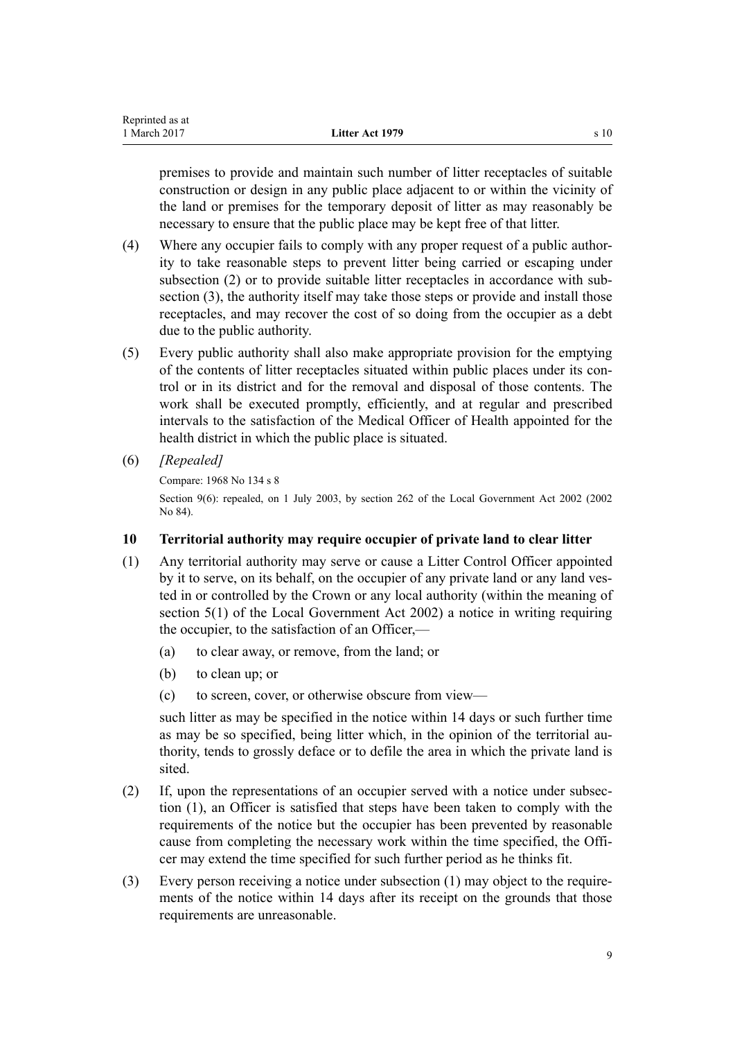premises to provide and maintain such number of litter receptacles of suitable construction or design in any public place adjacent to or within the vicinity of the land or premises for the temporary deposit of litter as may reasonably be necessary to ensure that the public place may be kept free of that litter.

(4) Where any occupier fails to comply with any proper request of a public authority to take reasonable steps to prevent litter being carried or escaping under subsection (2) or to provide suitable litter receptacles in accordance with subsection (3), the authority itself may take those steps or provide and install those receptacles, and may recover the cost of so doing from the occupier as a debt due to the public authority.

(5) Every public authority shall also make appropriate provision for the emptying of the contents of litter receptacles situated within public places under its control or in its district and for the removal and disposal of those contents. The work shall be executed promptly, efficiently, and at regular and prescribed intervals to the satisfaction of the Medical Officer of Health appointed for the health district in which the public place is situated.

(6) *[Repealed]*

Compare: 1968 No 134 s 8

Section 9(6): repealed, on 1 July 2003, by section 262 of the Local Government Act 2002 (2002 No 84).

### 10 Territorial authority may require occupier of private land to clear litter

(1) Any territorial authority may serve or cause a Litter Control Officer appointed by it to serve, on its behalf, on the occupier of any private land or any land vested in or controlled by the Crown or any local authority (within the meaning of section 5(1) of the Local Government Act 2002) a notice in writing requiring the occupier, to the satisfaction of an Officer,—

(a) to clear away, or remove, from the land; or

(b) to clean up; or

(c) to screen, cover, or otherwise obscure from view—

such litter as may be specified in the notice within 14 days or such further time as may be so specified, being litter which, in the opinion of the territorial authority, tends to grossly deface or to defile the area in which the private land is sited.

(2) If, upon the representations of an occupier served with a notice under subsection (1), an Officer is satisfied that steps have been taken to comply with the requirements of the notice but the occupier has been prevented by reasonable cause from completing the necessary work within the time specified, the Officer may extend the time specified for such further period as he thinks fit.

(3) Every person receiving a notice under subsection (1) may object to the requirements of the notice within 14 days after its receipt on the grounds that those requirements are unreasonable.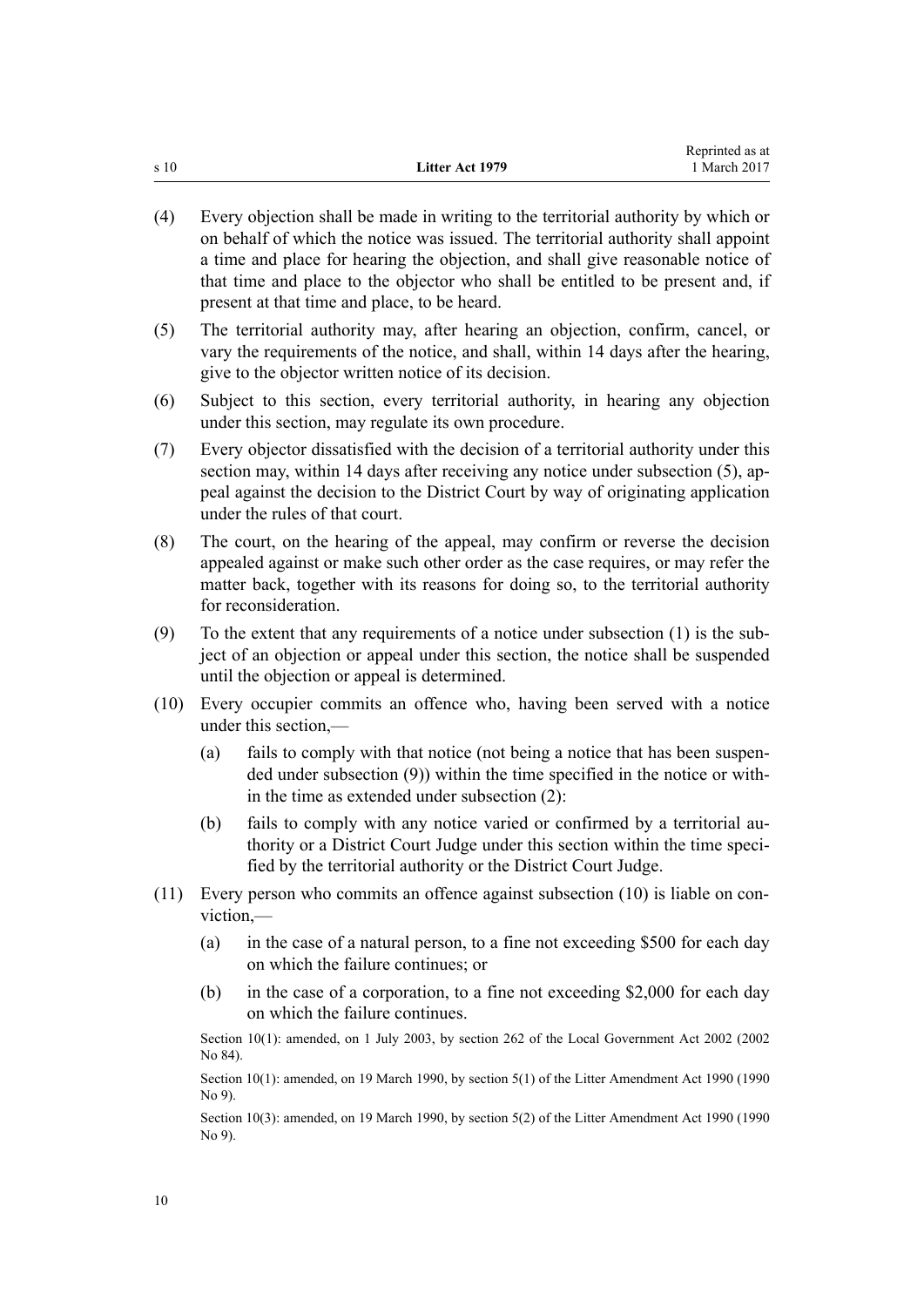(4) Every objection shall be made in writing to the territorial authority by which or on behalf of which the notice was issued. The territorial authority shall appoint a time and place for hearing the objection, and shall give reasonable notice of that time and place to the objector who shall be entitled to be present and, if present at that time and place, to be heard.

(5) The territorial authority may, after hearing an objection, confirm, cancel, or vary the requirements of the notice, and shall, within 14 days after the hearing, give to the objector written notice of its decision.

(6) Subject to this section, every territorial authority, in hearing any objection under this section, may regulate its own procedure.

(7) Every objector dissatisfied with the decision of a territorial authority under this section may, within 14 days after receiving any notice under subsection (5), appeal against the decision to the District Court by way of originating application under the rules of that court.

(8) The court, on the hearing of the appeal, may confirm or reverse the decision appealed against or make such other order as the case requires, or may refer the matter back, together with its reasons for doing so, to the territorial authority for reconsideration.

(9) To the extent that any requirements of a notice under subsection (1) is the subject of an objection or appeal under this section, the notice shall be suspended until the objection or appeal is determined.

(10) Every occupier commits an offence who, having been served with a notice under this section,—

(a) fails to comply with that notice (not being a notice that has been suspended under subsection (9)) within the time specified in the notice or within the time as extended under subsection (2):

(b) fails to comply with any notice varied or confirmed by a territorial authority or a District Court Judge under this section within the time specified by the territorial authority or the District Court Judge.

(11) Every person who commits an offence against subsection (10) is liable on conviction,—

(a) in the case of a natural person, to a fine not exceeding $500 for each day on which the failure continues; or

(b) in the case of a corporation, to a fine not exceeding $2,000 for each day on which the failure continues.

Section 10(1): amended, on 1 July 2003, by section 262 of the Local Government Act 2002 (2002 No 84).

Section 10(1): amended, on 19 March 1990, by section 5(1) of the Litter Amendment Act 1990 (1990 No 9).

Section 10(3): amended, on 19 March 1990, by section 5(2) of the Litter Amendment Act 1990 (1990 No 9).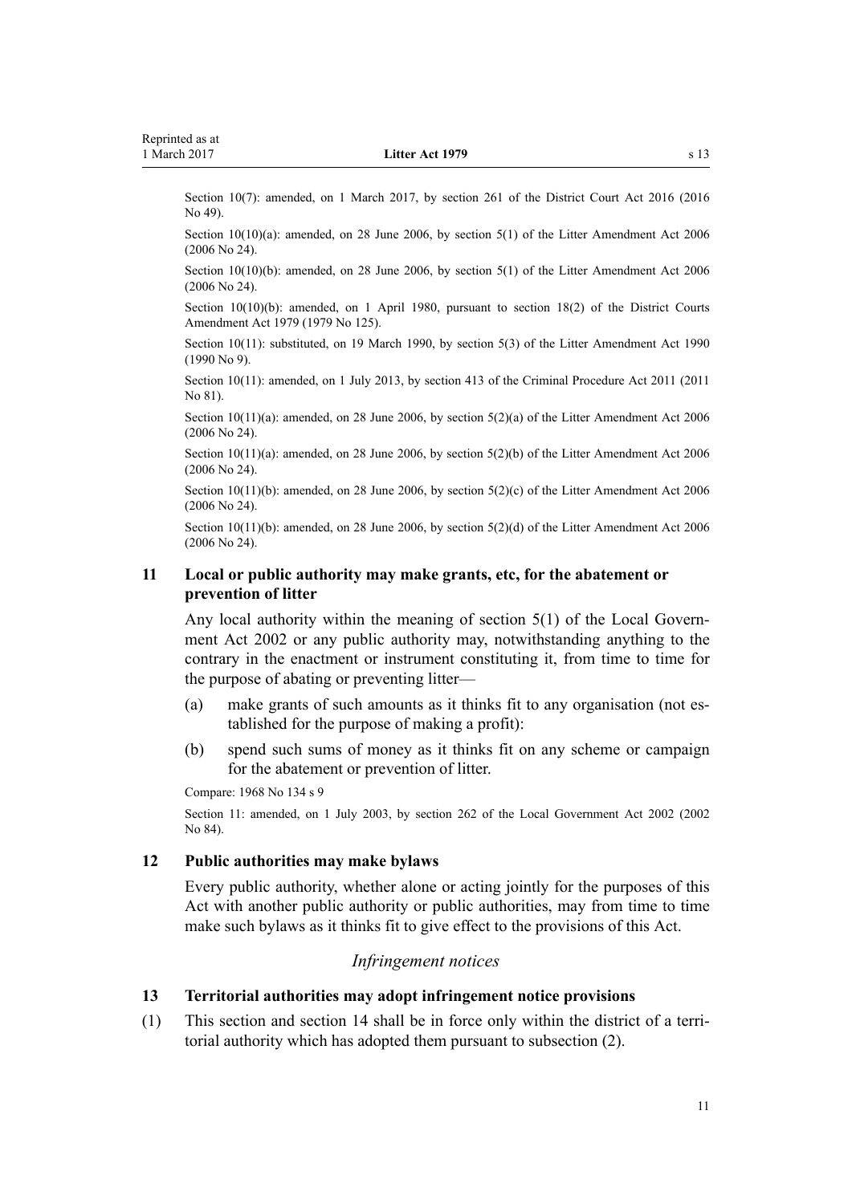Section 10(7): amended, on 1 March 2017, by section 261 of the District Court Act 2016 (2016 No 49).

Section 10(10)(a): amended, on 28 June 2006, by section 5(1) of the Litter Amendment Act 2006 (2006 No 24).

Section 10(10)(b): amended, on 28 June 2006, by section 5(1) of the Litter Amendment Act 2006 (2006 No 24).

Section 10(10)(b): amended, on 1 April 1980, pursuant to section 18(2) of the District Courts Amendment Act 1979 (1979 No 125).

Section 10(11): substituted, on 19 March 1990, by section 5(3) of the Litter Amendment Act 1990 (1990 No 9).

Section 10(11): amended, on 1 July 2013, by section 413 of the Criminal Procedure Act 2011 (2011 No 81).

Section 10(11)(a): amended, on 28 June 2006, by section 5(2)(a) of the Litter Amendment Act 2006 (2006 No 24).

Section 10(11)(a): amended, on 28 June 2006, by section 5(2)(b) of the Litter Amendment Act 2006 (2006 No 24).

Section 10(11)(b): amended, on 28 June 2006, by section 5(2)(c) of the Litter Amendment Act 2006 (2006 No 24).

Section 10(11)(b): amended, on 28 June 2006, by section 5(2)(d) of the Litter Amendment Act 2006 (2006 No 24).

### 11 Local or public authority may make grants, etc, for the abatement or prevention of litter

Any local authority within the meaning of section 5(1) of the Local Government Act 2002 or any public authority may, notwithstanding anything to the contrary in the enactment or instrument constituting it, from time to time for the purpose of abating or preventing litter—

(a) make grants of such amounts as it thinks fit to any organisation (not established for the purpose of making a profit):

(b) spend such sums of money as it thinks fit on any scheme or campaign for the abatement or prevention of litter.

Compare: 1968 No 134 s 9

Section 11: amended, on 1 July 2003, by section 262 of the Local Government Act 2002 (2002 No 84).

### 12 Public authorities may make bylaws

Every public authority, whether alone or acting jointly for the purposes of this Act with another public authority or public authorities, may from time to time make such bylaws as it thinks fit to give effect to the provisions of this Act.

## *Infringement notices*

### 13 Territorial authorities may adopt infringement notice provisions

(1) This section and section 14 shall be in force only within the district of a territorial authority which has adopted them pursuant to subsection (2).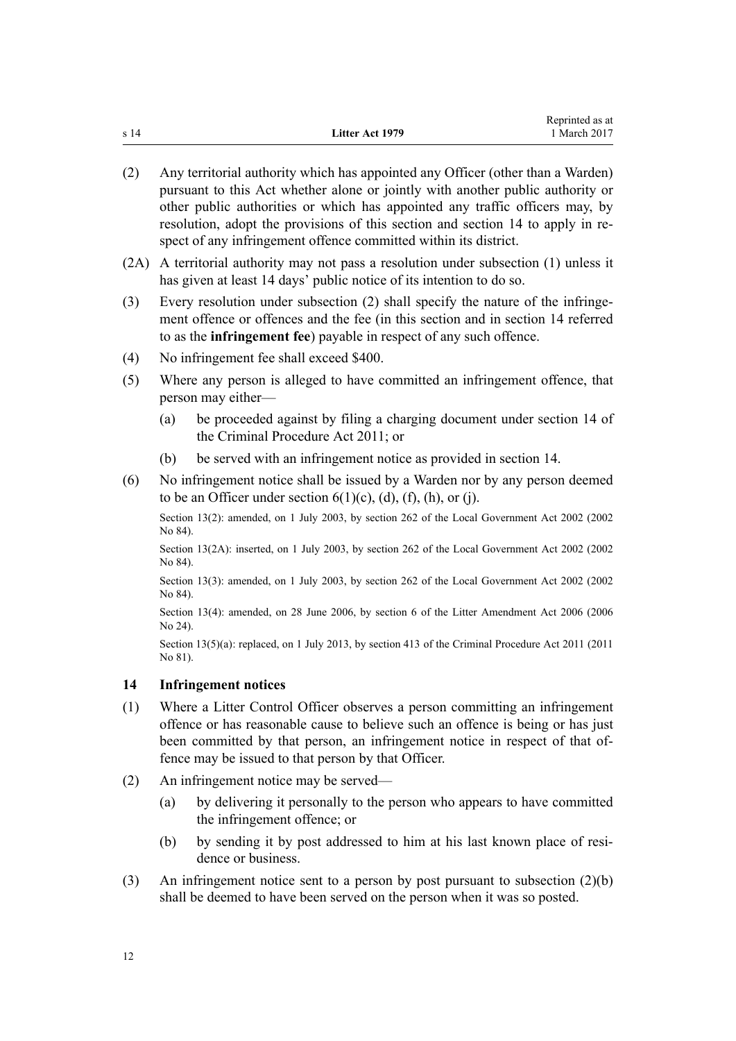(2) Any territorial authority which has appointed any Officer (other than a Warden) pursuant to this Act whether alone or jointly with another public authority or other public authorities or which has appointed any traffic officers may, by resolution, adopt the provisions of this section and section 14 to apply in respect of any infringement offence committed within its district.

(2A) A territorial authority may not pass a resolution under subsection (1) unless it has given at least 14 days' public notice of its intention to do so.

(3) Every resolution under subsection (2) shall specify the nature of the infringement offence or offences and the fee (in this section and in section 14 referred to as the **infringement fee**) payable in respect of any such offence.

(4) No infringement fee shall exceed $400.

(5) Where any person is alleged to have committed an infringement offence, that person may either—

- (a) be proceeded against by filing a charging document under section 14 of the Criminal Procedure Act 2011; or
- (b) be served with an infringement notice as provided in section 14.

(6) No infringement notice shall be issued by a Warden nor by any person deemed to be an Officer under section 6(1)(c), (d), (f), (h), or (j).

Section 13(2): amended, on 1 July 2003, by section 262 of the Local Government Act 2002 (2002 No 84).

Section 13(2A): inserted, on 1 July 2003, by section 262 of the Local Government Act 2002 (2002 No 84).

Section 13(3): amended, on 1 July 2003, by section 262 of the Local Government Act 2002 (2002 No 84).

Section 13(4): amended, on 28 June 2006, by section 6 of the Litter Amendment Act 2006 (2006 No 24).

Section 13(5)(a): replaced, on 1 July 2013, by section 413 of the Criminal Procedure Act 2011 (2011 No 81).

### 14 Infringement notices

(1) Where a Litter Control Officer observes a person committing an infringement offence or has reasonable cause to believe such an offence is being or has just been committed by that person, an infringement notice in respect of that offence may be issued to that person by that Officer.

(2) An infringement notice may be served—

- (a) by delivering it personally to the person who appears to have committed the infringement offence; or
- (b) by sending it by post addressed to him at his last known place of residence or business.

(3) An infringement notice sent to a person by post pursuant to subsection (2)(b) shall be deemed to have been served on the person when it was so posted.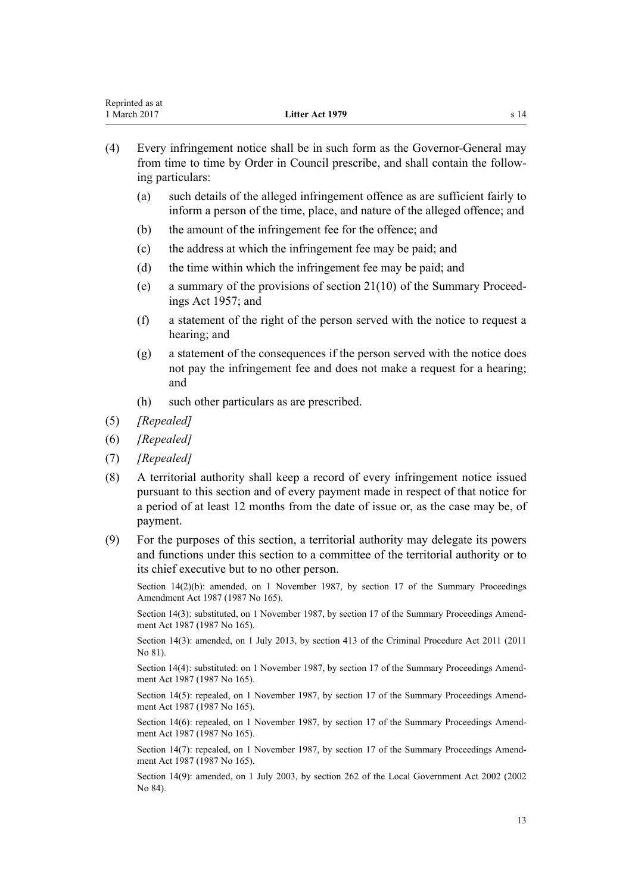(4) Every infringement notice shall be in such form as the Governor-General may from time to time by Order in Council prescribe, and shall contain the following particulars:

   (a) such details of the alleged infringement offence as are sufficient fairly to inform a person of the time, place, and nature of the alleged offence; and

   (b) the amount of the infringement fee for the offence; and

   (c) the address at which the infringement fee may be paid; and

   (d) the time within which the infringement fee may be paid; and

   (e) a summary of the provisions of section 21(10) of the Summary Proceedings Act 1957; and

   (f) a statement of the right of the person served with the notice to request a hearing; and

   (g) a statement of the consequences if the person served with the notice does not pay the infringement fee and does not make a request for a hearing; and

   (h) such other particulars as are prescribed.

(5) *[Repealed]*

(6) *[Repealed]*

(7) *[Repealed]*

(8) A territorial authority shall keep a record of every infringement notice issued pursuant to this section and of every payment made in respect of that notice for a period of at least 12 months from the date of issue or, as the case may be, of payment.

(9) For the purposes of this section, a territorial authority may delegate its powers and functions under this section to a committee of the territorial authority or to its chief executive but to no other person.

Section 14(2)(b): amended, on 1 November 1987, by section 17 of the Summary Proceedings Amendment Act 1987 (1987 No 165).

Section 14(3): substituted, on 1 November 1987, by section 17 of the Summary Proceedings Amendment Act 1987 (1987 No 165).

Section 14(3): amended, on 1 July 2013, by section 413 of the Criminal Procedure Act 2011 (2011 No 81).

Section 14(4): substituted: on 1 November 1987, by section 17 of the Summary Proceedings Amendment Act 1987 (1987 No 165).

Section 14(5): repealed, on 1 November 1987, by section 17 of the Summary Proceedings Amendment Act 1987 (1987 No 165).

Section 14(6): repealed, on 1 November 1987, by section 17 of the Summary Proceedings Amendment Act 1987 (1987 No 165).

Section 14(7): repealed, on 1 November 1987, by section 17 of the Summary Proceedings Amendment Act 1987 (1987 No 165).

Section 14(9): amended, on 1 July 2003, by section 262 of the Local Government Act 2002 (2002 No 84).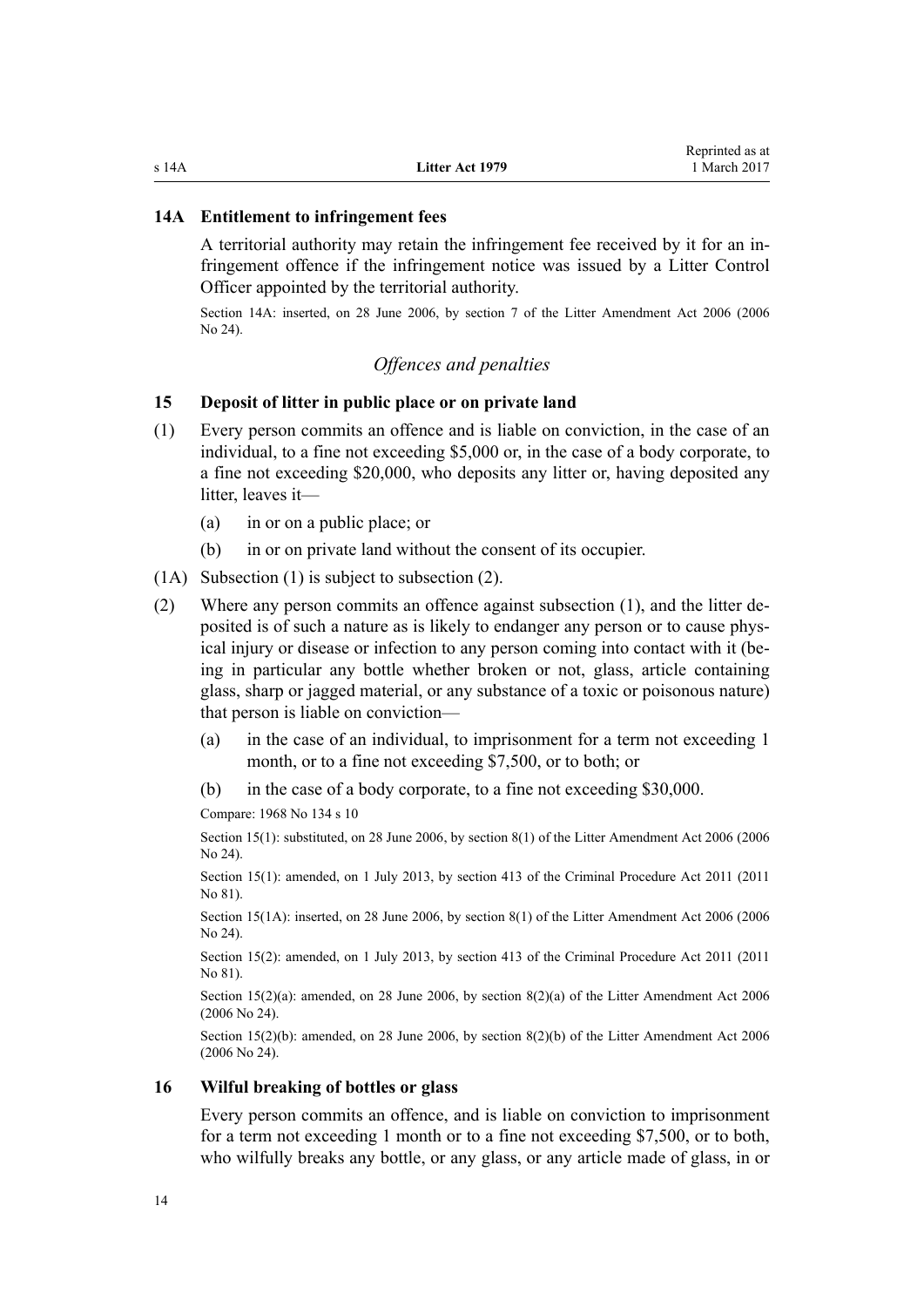### 14A Entitlement to infringement fees

A territorial authority may retain the infringement fee received by it for an infringement offence if the infringement notice was issued by a Litter Control Officer appointed by the territorial authority.

Section 14A: inserted, on 28 June 2006, by section 7 of the Litter Amendment Act 2006 (2006 No 24).

*Offences and penalties*

### 15 Deposit of litter in public place or on private land

(1) Every person commits an offence and is liable on conviction, in the case of an individual, to a fine not exceeding $5,000 or, in the case of a body corporate, to a fine not exceeding $20,000, who deposits any litter or, having deposited any litter, leaves it—

(a) in or on a public place; or

(b) in or on private land without the consent of its occupier.

(1A) Subsection (1) is subject to subsection (2).

(2) Where any person commits an offence against subsection (1), and the litter deposited is of such a nature as is likely to endanger any person or to cause physical injury or disease or infection to any person coming into contact with it (being in particular any bottle whether broken or not, glass, article containing glass, sharp or jagged material, or any substance of a toxic or poisonous nature) that person is liable on conviction—

(a) in the case of an individual, to imprisonment for a term not exceeding 1 month, or to a fine not exceeding $7,500, or to both; or

(b) in the case of a body corporate, to a fine not exceeding $30,000.

Compare: 1968 No 134 s 10

Section 15(1): substituted, on 28 June 2006, by section 8(1) of the Litter Amendment Act 2006 (2006 No 24).

Section 15(1): amended, on 1 July 2013, by section 413 of the Criminal Procedure Act 2011 (2011 No 81).

Section 15(1A): inserted, on 28 June 2006, by section 8(1) of the Litter Amendment Act 2006 (2006 No 24).

Section 15(2): amended, on 1 July 2013, by section 413 of the Criminal Procedure Act 2011 (2011 No 81).

Section 15(2)(a): amended, on 28 June 2006, by section 8(2)(a) of the Litter Amendment Act 2006 (2006 No 24).

Section 15(2)(b): amended, on 28 June 2006, by section 8(2)(b) of the Litter Amendment Act 2006 (2006 No 24).

### 16 Wilful breaking of bottles or glass

Every person commits an offence, and is liable on conviction to imprisonment for a term not exceeding 1 month or to a fine not exceeding $7,500, or to both, who wilfully breaks any bottle, or any glass, or any article made of glass, in or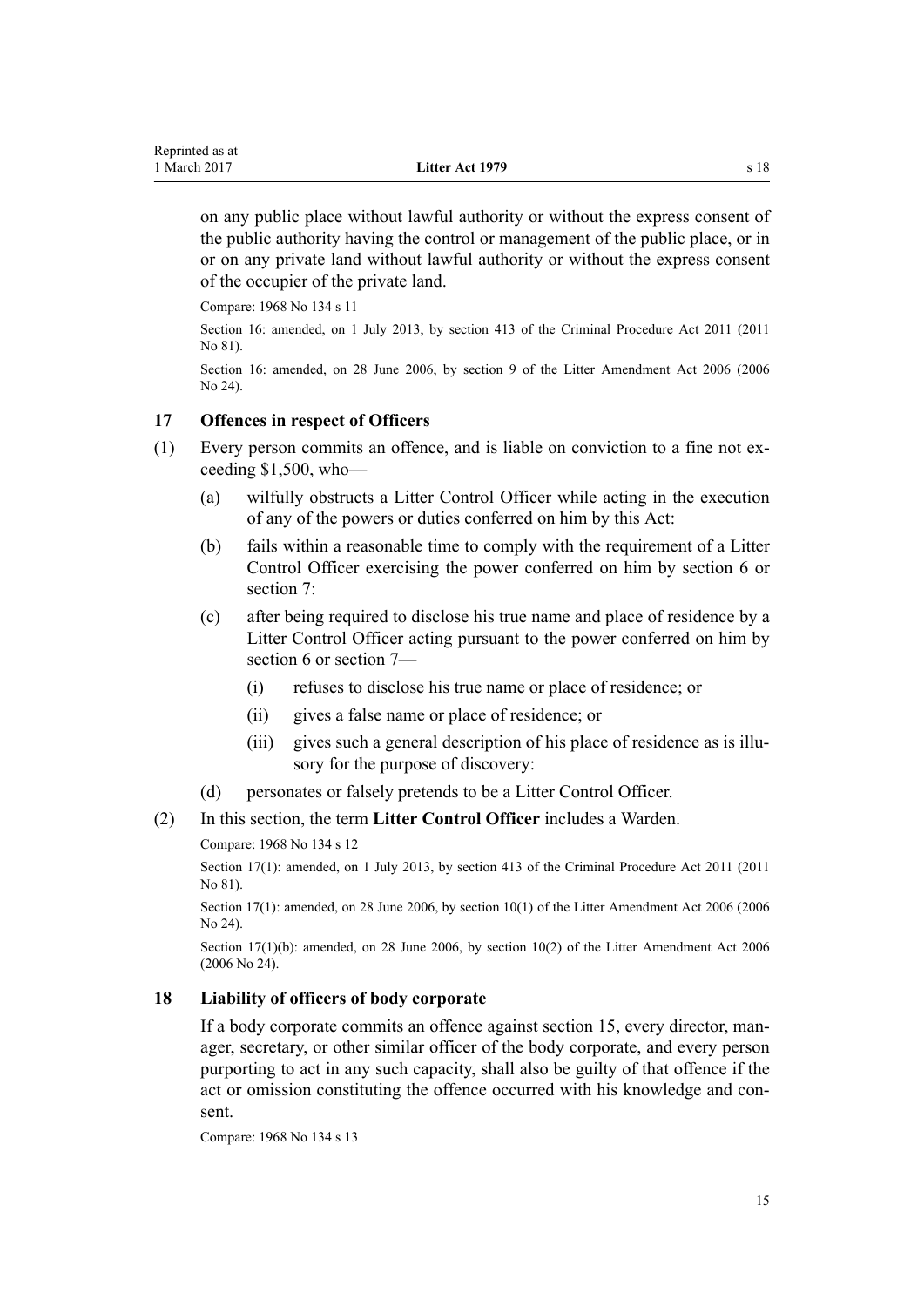on any public place without lawful authority or without the express consent of the public authority having the control or management of the public place, or in or on any private land without lawful authority or without the express consent of the occupier of the private land.

Compare: 1968 No 134 s 11

Section 16: amended, on 1 July 2013, by section 413 of the Criminal Procedure Act 2011 (2011 No 81).

Section 16: amended, on 28 June 2006, by section 9 of the Litter Amendment Act 2006 (2006 No 24).

### 17 Offences in respect of Officers

(1) Every person commits an offence, and is liable on conviction to a fine not exceeding $1,500, who—

  (a) wilfully obstructs a Litter Control Officer while acting in the execution of any of the powers or duties conferred on him by this Act:

  (b) fails within a reasonable time to comply with the requirement of a Litter Control Officer exercising the power conferred on him by section 6 or section 7:

  (c) after being required to disclose his true name and place of residence by a Litter Control Officer acting pursuant to the power conferred on him by section 6 or section 7—

    (i) refuses to disclose his true name or place of residence; or

    (ii) gives a false name or place of residence; or

    (iii) gives such a general description of his place of residence as is illusory for the purpose of discovery:

  (d) personates or falsely pretends to be a Litter Control Officer.

(2) In this section, the term **Litter Control Officer** includes a Warden.

Compare: 1968 No 134 s 12

Section 17(1): amended, on 1 July 2013, by section 413 of the Criminal Procedure Act 2011 (2011 No 81).

Section 17(1): amended, on 28 June 2006, by section 10(1) of the Litter Amendment Act 2006 (2006 No 24).

Section 17(1)(b): amended, on 28 June 2006, by section 10(2) of the Litter Amendment Act 2006 (2006 No 24).

### 18 Liability of officers of body corporate

If a body corporate commits an offence against section 15, every director, manager, secretary, or other similar officer of the body corporate, and every person purporting to act in any such capacity, shall also be guilty of that offence if the act or omission constituting the offence occurred with his knowledge and consent.

Compare: 1968 No 134 s 13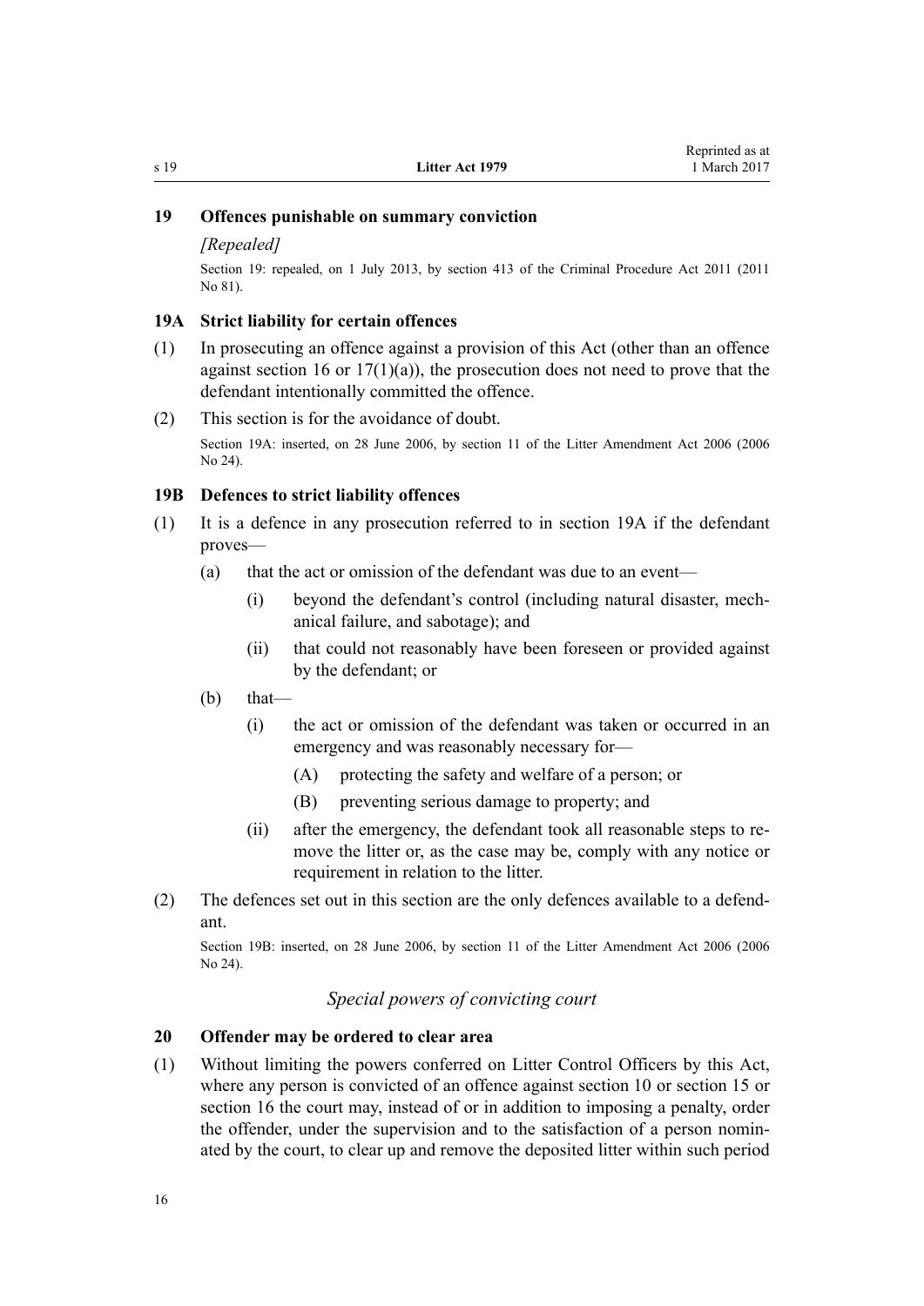## 19 Offences punishable on summary conviction

*[Repealed]*

Section 19: repealed, on 1 July 2013, by section 413 of the Criminal Procedure Act 2011 (2011 No 81).

## 19A Strict liability for certain offences

(1) In prosecuting an offence against a provision of this Act (other than an offence against section 16 or 17(1)(a)), the prosecution does not need to prove that the defendant intentionally committed the offence.

(2) This section is for the avoidance of doubt.

Section 19A: inserted, on 28 June 2006, by section 11 of the Litter Amendment Act 2006 (2006 No 24).

## 19B Defences to strict liability offences

(1) It is a defence in any prosecution referred to in section 19A if the defendant proves—

- (a) that the act or omission of the defendant was due to an event—
  - (i) beyond the defendant's control (including natural disaster, mechanical failure, and sabotage); and
  - (ii) that could not reasonably have been foreseen or provided against by the defendant; or
- (b) that—
  - (i) the act or omission of the defendant was taken or occurred in an emergency and was reasonably necessary for—
    - (A) protecting the safety and welfare of a person; or
    - (B) preventing serious damage to property; and
  - (ii) after the emergency, the defendant took all reasonable steps to remove the litter or, as the case may be, comply with any notice or requirement in relation to the litter.

(2) The defences set out in this section are the only defences available to a defendant.

Section 19B: inserted, on 28 June 2006, by section 11 of the Litter Amendment Act 2006 (2006 No 24).

### *Special powers of convicting court*

## 20 Offender may be ordered to clear area

(1) Without limiting the powers conferred on Litter Control Officers by this Act, where any person is convicted of an offence against section 10 or section 15 or section 16 the court may, instead of or in addition to imposing a penalty, order the offender, under the supervision and to the satisfaction of a person nominated by the court, to clear up and remove the deposited litter within such period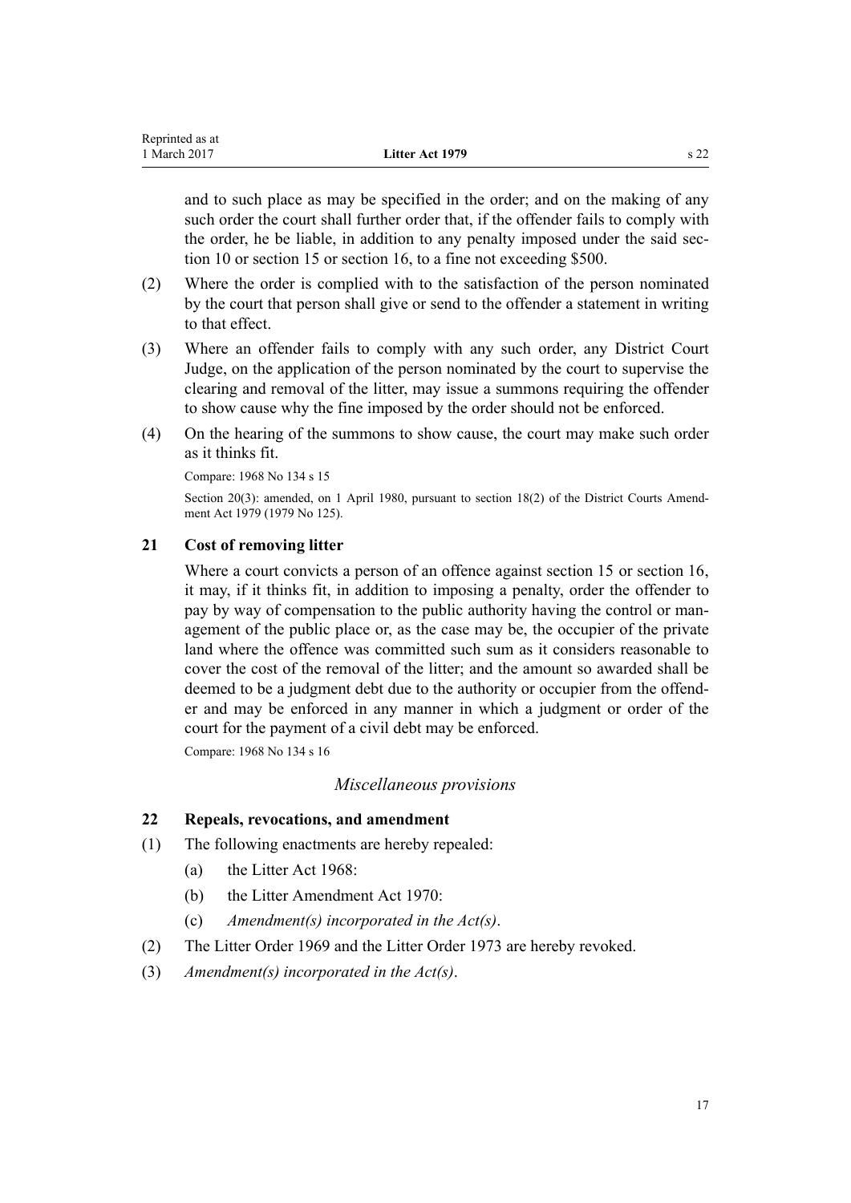and to such place as may be specified in the order; and on the making of any such order the court shall further order that, if the offender fails to comply with the order, he be liable, in addition to any penalty imposed under the said section 10 or section 15 or section 16, to a fine not exceeding $500.

(2) Where the order is complied with to the satisfaction of the person nominated by the court that person shall give or send to the offender a statement in writing to that effect.

(3) Where an offender fails to comply with any such order, any District Court Judge, on the application of the person nominated by the court to supervise the clearing and removal of the litter, may issue a summons requiring the offender to show cause why the fine imposed by the order should not be enforced.

(4) On the hearing of the summons to show cause, the court may make such order as it thinks fit.

Compare: 1968 No 134 s 15

Section 20(3): amended, on 1 April 1980, pursuant to section 18(2) of the District Courts Amendment Act 1979 (1979 No 125).

### 21 Cost of removing litter

Where a court convicts a person of an offence against section 15 or section 16, it may, if it thinks fit, in addition to imposing a penalty, order the offender to pay by way of compensation to the public authority having the control or management of the public place or, as the case may be, the occupier of the private land where the offence was committed such sum as it considers reasonable to cover the cost of the removal of the litter; and the amount so awarded shall be deemed to be a judgment debt due to the authority or occupier from the offender and may be enforced in any manner in which a judgment or order of the court for the payment of a civil debt may be enforced.

Compare: 1968 No 134 s 16

## *Miscellaneous provisions*

### 22 Repeals, revocations, and amendment

(1) The following enactments are hereby repealed:

- (a) the Litter Act 1968:
- (b) the Litter Amendment Act 1970:
- (c) *Amendment(s) incorporated in the Act(s)*.

(2) The Litter Order 1969 and the Litter Order 1973 are hereby revoked.

(3) *Amendment(s) incorporated in the Act(s)*.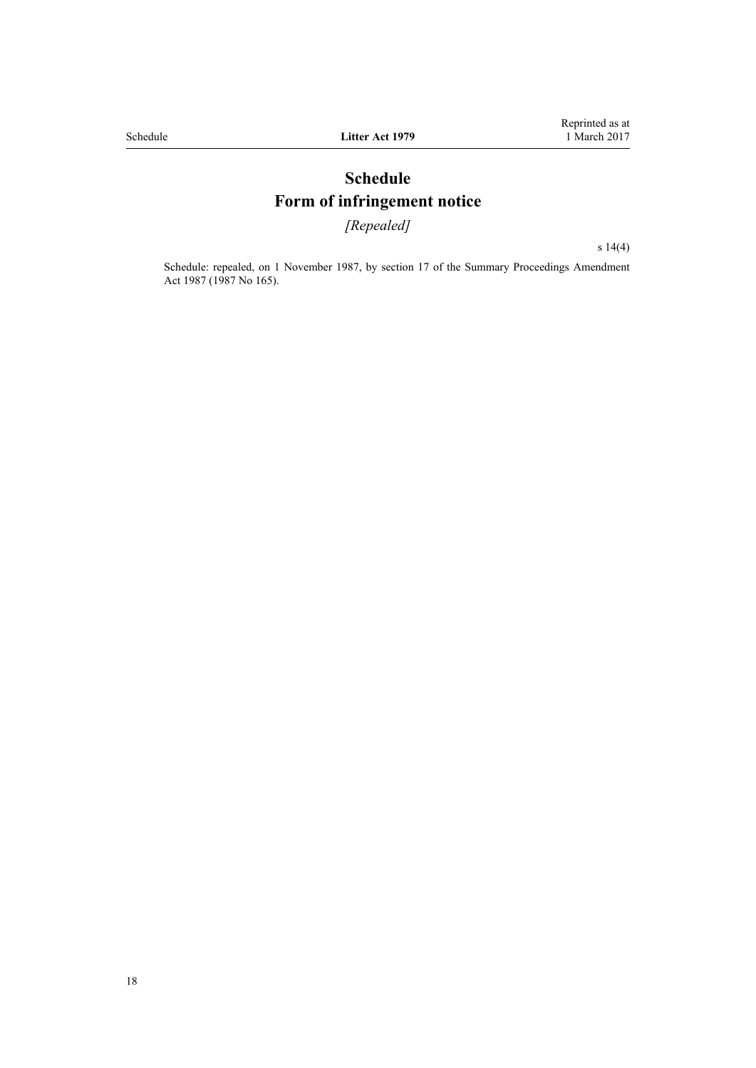# Schedule
# Form of infringement notice

*[Repealed]*

s 14(4)

Schedule: repealed, on 1 November 1987, by section 17 of the Summary Proceedings Amendment Act 1987 (1987 No 165).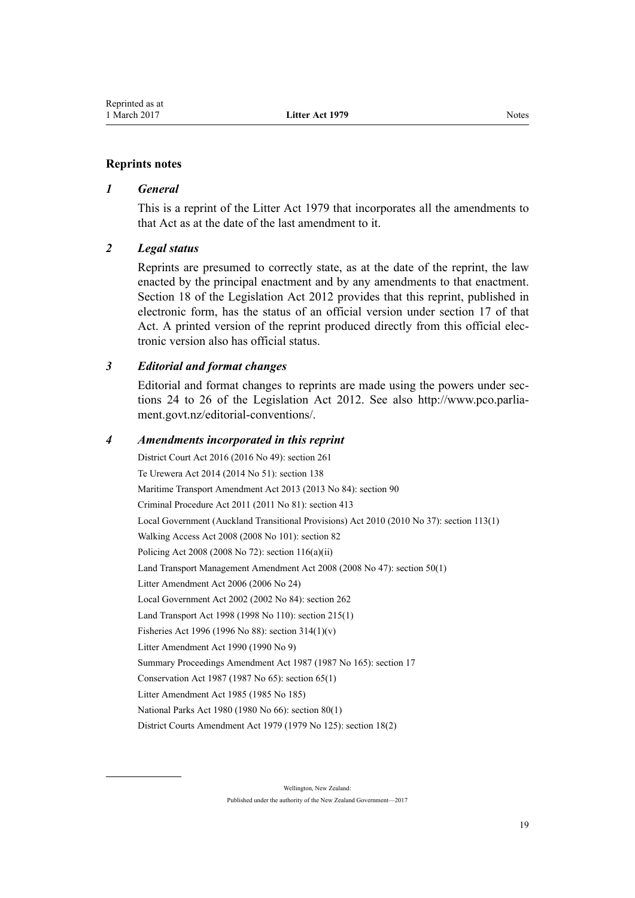## Reprints notes

### *1 General*

This is a reprint of the Litter Act 1979 that incorporates all the amendments to that Act as at the date of the last amendment to it.

### *2 Legal status*

Reprints are presumed to correctly state, as at the date of the reprint, the law enacted by the principal enactment and by any amendments to that enactment. Section 18 of the Legislation Act 2012 provides that this reprint, published in electronic form, has the status of an official version under section 17 of that Act. A printed version of the reprint produced directly from this official electronic version also has official status.

### *3 Editorial and format changes*

Editorial and format changes to reprints are made using the powers under sections 24 to 26 of the Legislation Act 2012. See also http://www.pco.parliament.govt.nz/editorial-conventions/.

### *4 Amendments incorporated in this reprint*

District Court Act 2016 (2016 No 49): section 261

Te Urewera Act 2014 (2014 No 51): section 138

Maritime Transport Amendment Act 2013 (2013 No 84): section 90

Criminal Procedure Act 2011 (2011 No 81): section 413

Local Government (Auckland Transitional Provisions) Act 2010 (2010 No 37): section 113(1)

Walking Access Act 2008 (2008 No 101): section 82

Policing Act 2008 (2008 No 72): section 116(a)(ii)

Land Transport Management Amendment Act 2008 (2008 No 47): section 50(1)

Litter Amendment Act 2006 (2006 No 24)

Local Government Act 2002 (2002 No 84): section 262

Land Transport Act 1998 (1998 No 110): section 215(1)

Fisheries Act 1996 (1996 No 88): section 314(1)(v)

Litter Amendment Act 1990 (1990 No 9)

Summary Proceedings Amendment Act 1987 (1987 No 165): section 17

Conservation Act 1987 (1987 No 65): section 65(1)

Litter Amendment Act 1985 (1985 No 185)

National Parks Act 1980 (1980 No 66): section 80(1)

District Courts Amendment Act 1979 (1979 No 125): section 18(2)

Wellington, New Zealand:

Published under the authority of the New Zealand Government—2017